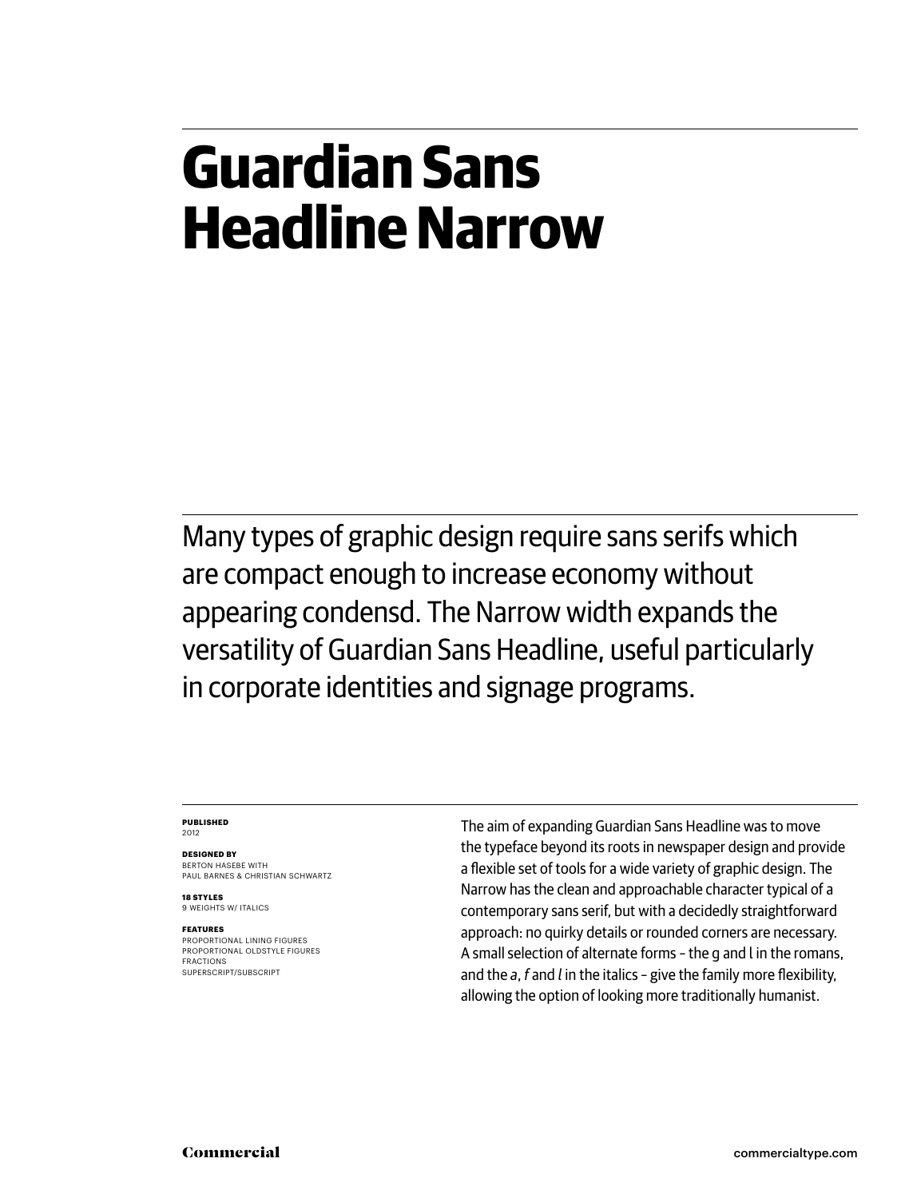# Guardian Sans Headline Narrow

Many types of graphic design require sans serifs which are compact enough to increase economy without appearing condensd. The Narrow width expands the versatility of Guardian Sans Headline, useful particularly in corporate identities and signage programs.

**PUBLISHED**
2012

**DESIGNED BY**
BERTON HASEBE WITH
PAUL BARNES & CHRISTIAN SCHWARTZ

**18 STYLES**
9 WEIGHTS W/ ITALICS

**FEATURES**
PROPORTIONAL LINING FIGURES
PROPORTIONAL OLDSTYLE FIGURES
FRACTIONS
SUPERSCRIPT/SUBSCRIPT

The aim of expanding Guardian Sans Headline was to move the typeface beyond its roots in newspaper design and provide a flexible set of tools for a wide variety of graphic design. The Narrow has the clean and approachable character typical of a contemporary sans serif, but with a decidedly straightforward approach: no quirky details or rounded corners are necessary. A small selection of alternate forms – the g and l in the romans, and the *a*, *f* and *l* in the italics – give the family more flexibility, allowing the option of looking more traditionally humanist.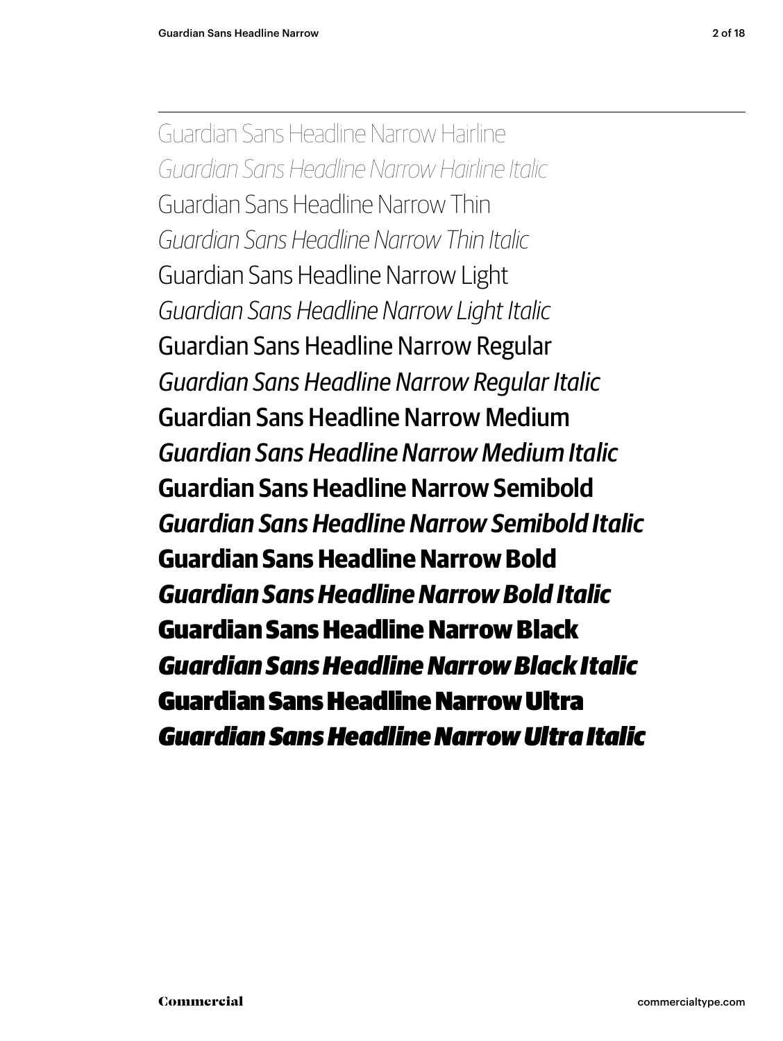Guardian Sans Headline Narrow Hairline

*Guardian Sans Headline Narrow Hairline Italic*

Guardian Sans Headline Narrow Thin

*Guardian Sans Headline Narrow Thin Italic*

Guardian Sans Headline Narrow Light

*Guardian Sans Headline Narrow Light Italic*

Guardian Sans Headline Narrow Regular

*Guardian Sans Headline Narrow Regular Italic*

Guardian Sans Headline Narrow Medium

*Guardian Sans Headline Narrow Medium Italic*

**Guardian Sans Headline Narrow Semibold**

***Guardian Sans Headline Narrow Semibold Italic***

**Guardian Sans Headline Narrow Bold**

***Guardian Sans Headline Narrow Bold Italic***

**Guardian Sans Headline Narrow Black**

***Guardian Sans Headline Narrow Black Italic***

**Guardian Sans Headline Narrow Ultra**

***Guardian Sans Headline Narrow Ultra Italic***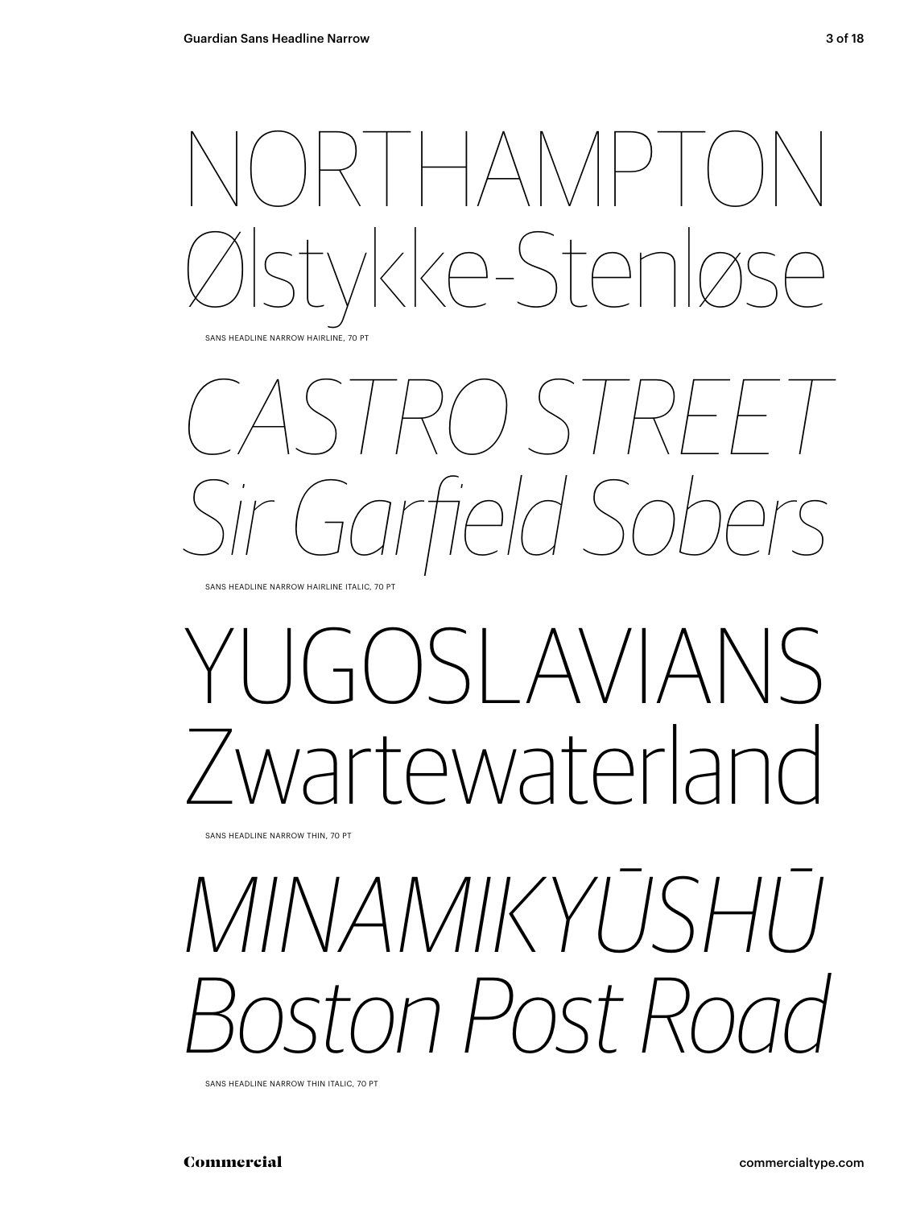NORTHAMPTON
Ølstykke-Stenløse

SANS HEADLINE NARROW HAIRLINE, 70 PT

*CASTRO STREET*
*Sir Garfield Sobers*

SANS HEADLINE NARROW HAIRLINE ITALIC, 70 PT

YUGOSLAVIANS
Zwartewaterland

SANS HEADLINE NARROW THIN, 70 PT

*MINAMIKYŪSHŪ*
*Boston Post Road*

SANS HEADLINE NARROW THIN ITALIC, 70 PT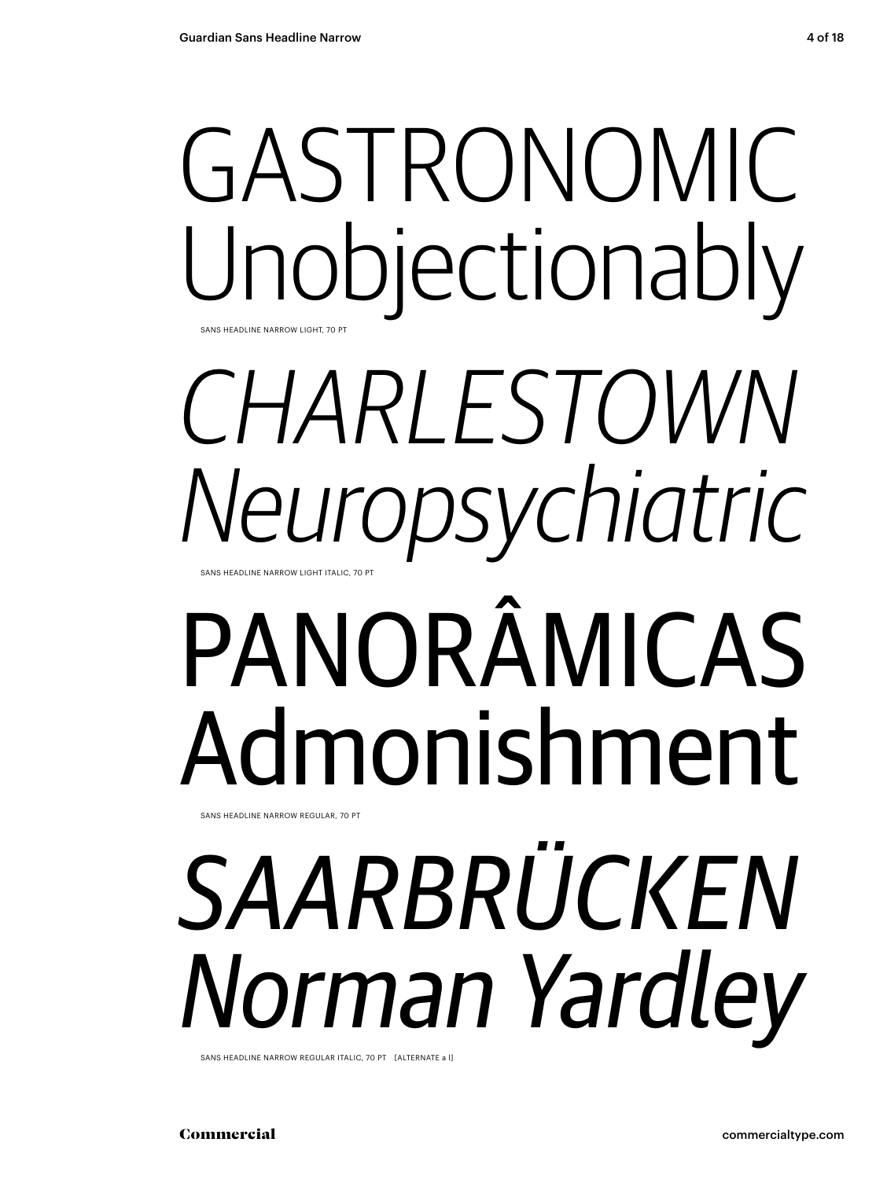GASTRONOMIC
Unobjectionably

SANS HEADLINE NARROW LIGHT, 70 PT

*CHARLESTOWN*
*Neuropsychiatric*

SANS HEADLINE NARROW LIGHT ITALIC, 70 PT

PANORÂMICAS
Admonishment

SANS HEADLINE NARROW REGULAR, 70 PT

*SAARBRÜCKEN*
*Norman Yardley*

SANS HEADLINE NARROW REGULAR ITALIC, 70 PT [ALTERNATE a l]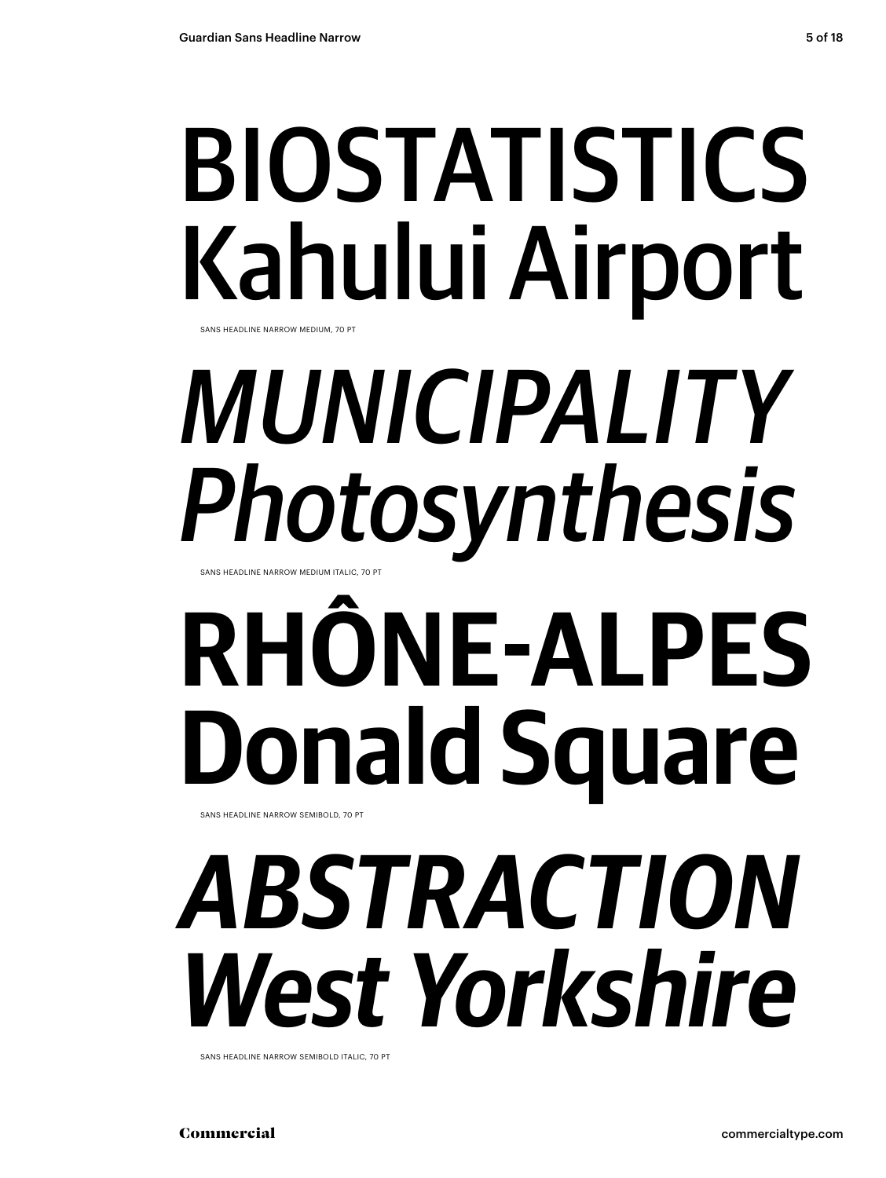BIOSTATISTICS
Kahului Airport

SANS HEADLINE NARROW MEDIUM, 70 PT

*MUNICIPALITY*
*Photosynthesis*

SANS HEADLINE NARROW MEDIUM ITALIC, 70 PT

**RHÔNE-ALPES**
**Donald Square**

SANS HEADLINE NARROW SEMIBOLD, 70 PT

***ABSTRACTION***
***West Yorkshire***

SANS HEADLINE NARROW SEMIBOLD ITALIC, 70 PT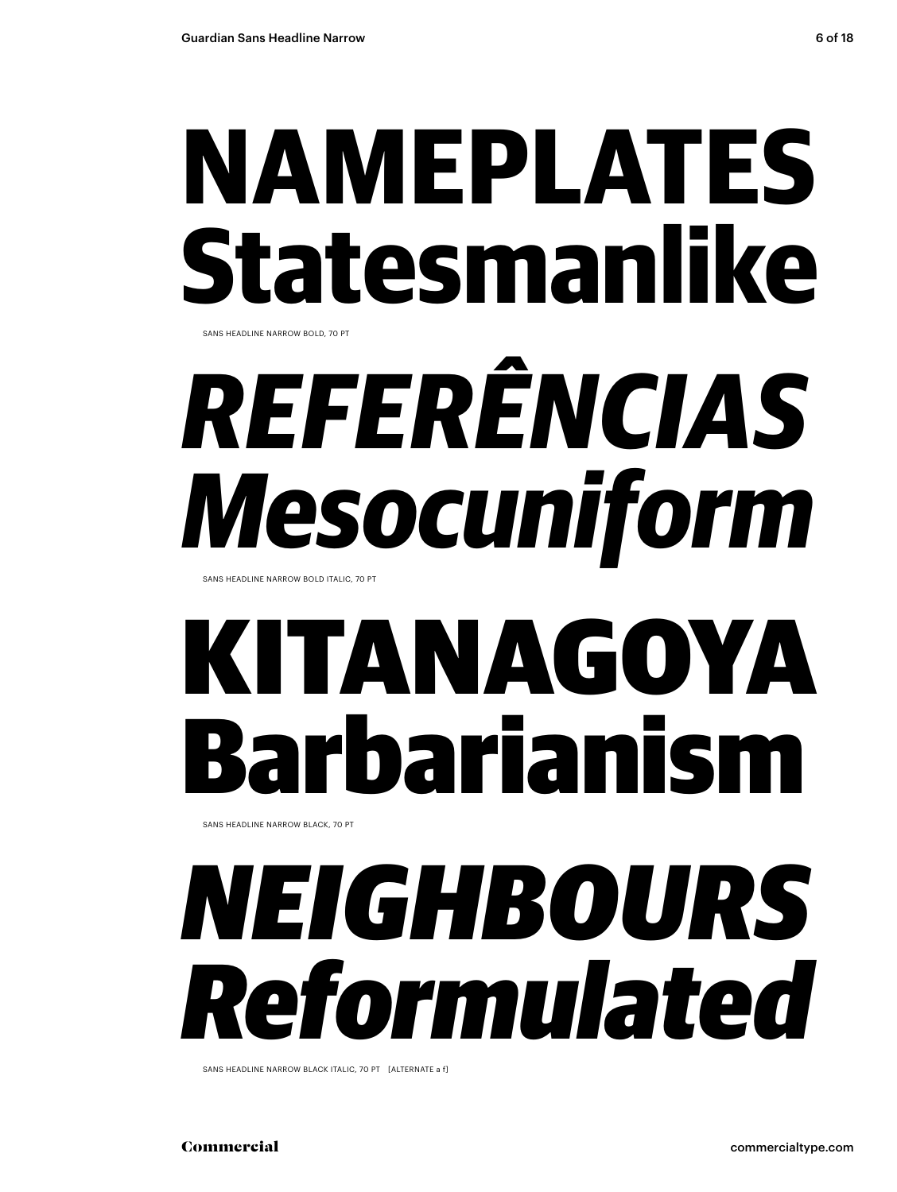**NAMEPLATES Statesmanlike**

SANS HEADLINE NARROW BOLD, 70 PT

***REFERÊNCIAS Mesocuniform***

SANS HEADLINE NARROW BOLD ITALIC, 70 PT

**KITANAGOYA Barbarianism**

SANS HEADLINE NARROW BLACK, 70 PT

***NEIGHBOURS Reformulated***

SANS HEADLINE NARROW BLACK ITALIC, 70 PT [ALTERNATE a f]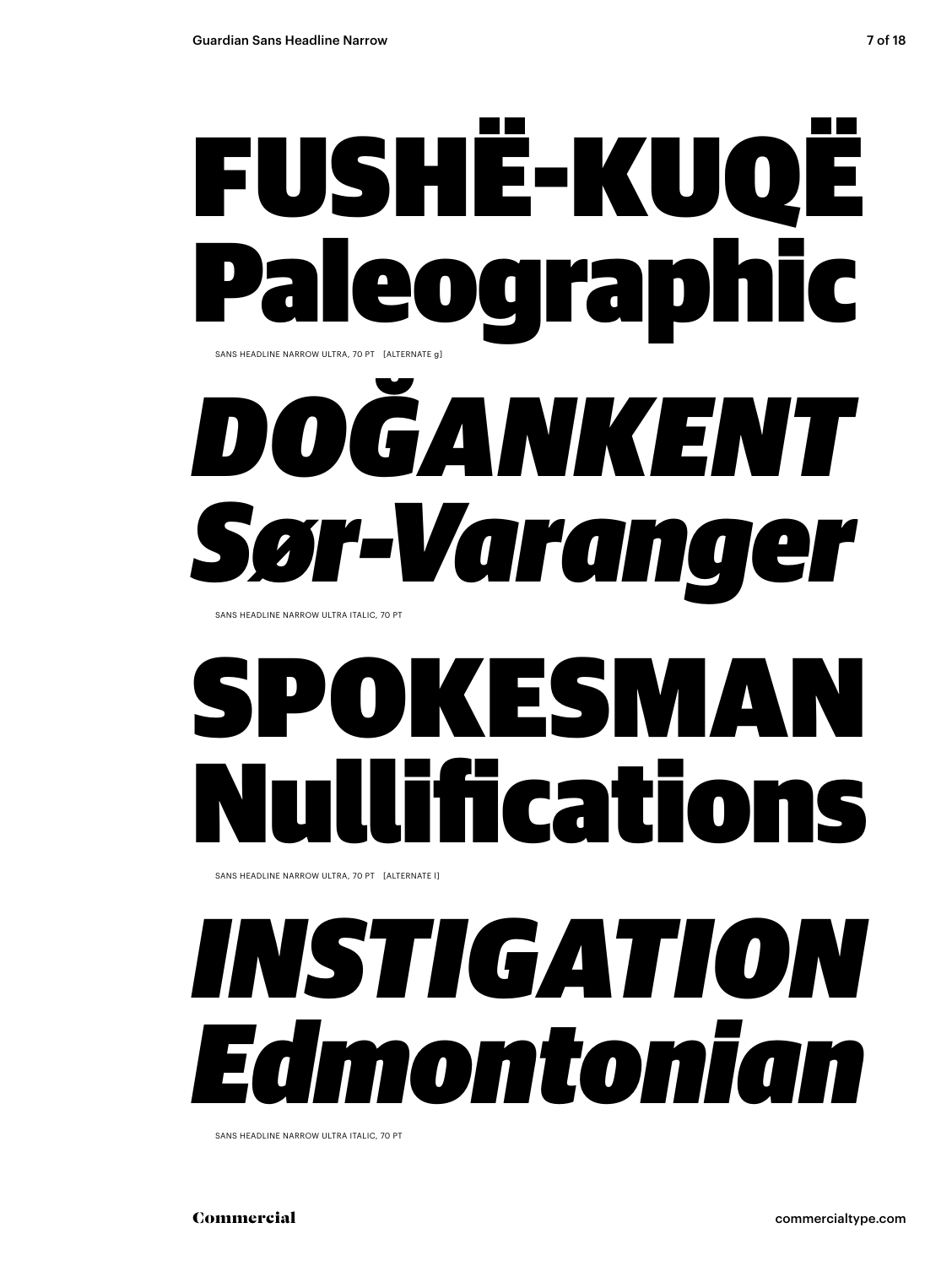# FUSHË-KUQË Paleographic

SANS HEADLINE NARROW ULTRA, 70 PT [ALTERNATE g]

# *DOĞANKENT Sør-Varanger*

SANS HEADLINE NARROW ULTRA ITALIC, 70 PT

# SPOKESMAN Nullifications

SANS HEADLINE NARROW ULTRA, 70 PT [ALTERNATE l]

# *INSTIGATION Edmontonian*

SANS HEADLINE NARROW ULTRA ITALIC, 70 PT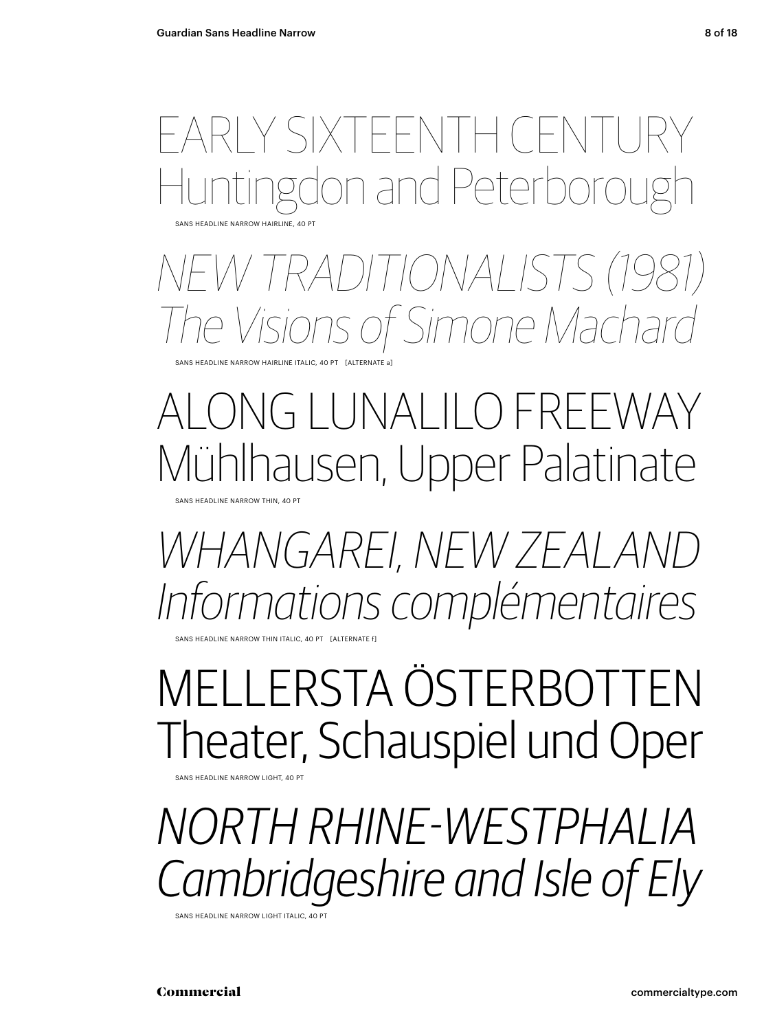EARLY SIXTEENTH CENTURY
Huntingdon and Peterborough

SANS HEADLINE NARROW HAIRLINE, 40 PT

*NEW TRADITIONALISTS (1981)*
*The Visions of Simone Machard*

SANS HEADLINE NARROW HAIRLINE ITALIC, 40 PT [ALTERNATE a]

ALONG LUNALILO FREEWAY
Mühlhausen, Upper Palatinate

SANS HEADLINE NARROW THIN, 40 PT

*WHANGAREI, NEW ZEALAND*
*Informations complémentaires*

SANS HEADLINE NARROW THIN ITALIC, 40 PT [ALTERNATE f]

MELLERSTA ÖSTERBOTTEN
Theater, Schauspiel und Oper

SANS HEADLINE NARROW LIGHT, 40 PT

*NORTH RHINE-WESTPHALIA*
*Cambridgeshire and Isle of Ely*

SANS HEADLINE NARROW LIGHT ITALIC, 40 PT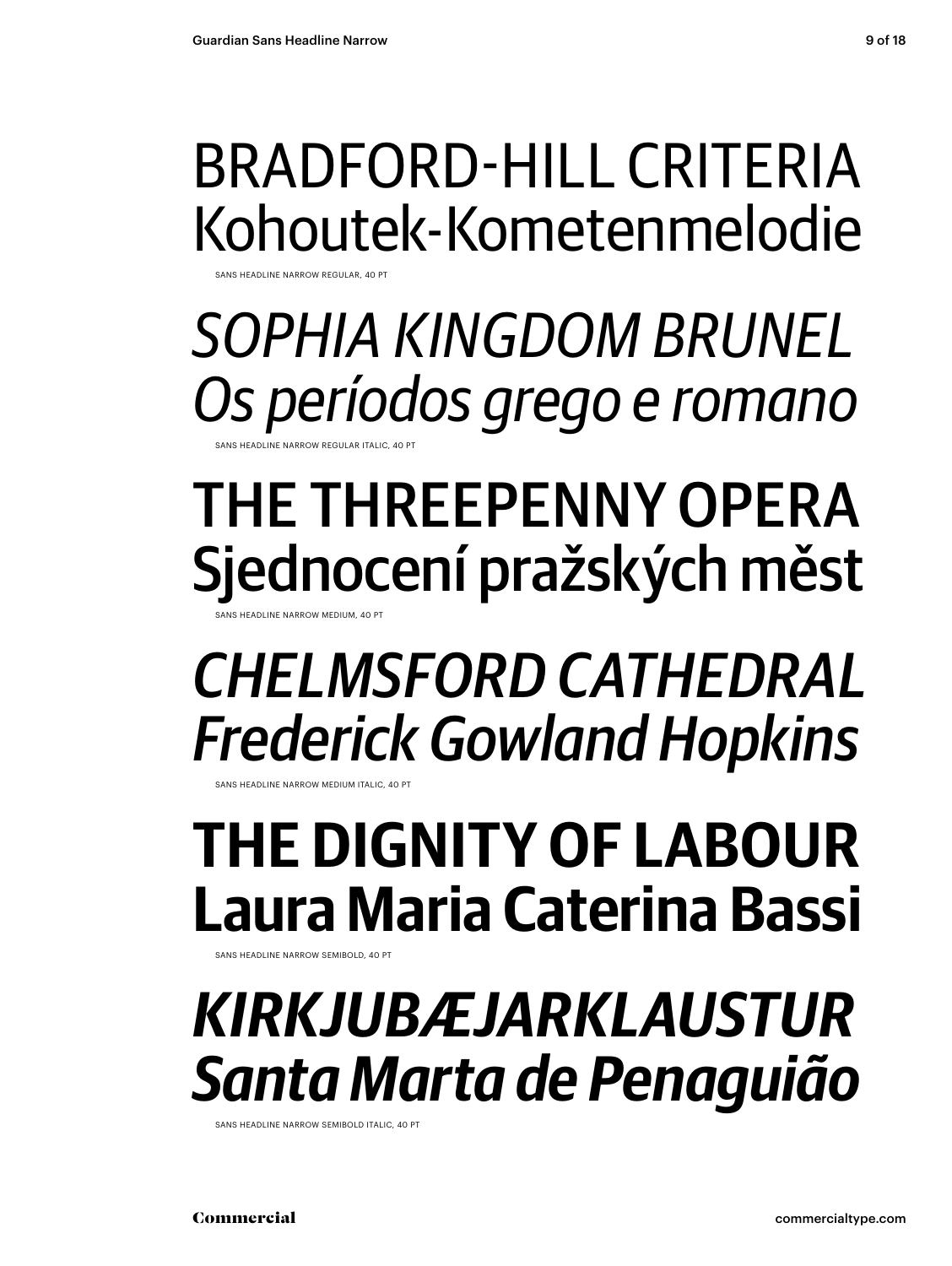BRADFORD-HILL CRITERIA
Kohoutek-Kometenmelodie

SANS HEADLINE NARROW REGULAR, 40 PT

*SOPHIA KINGDOM BRUNEL*
*Os períodos grego e romano*

SANS HEADLINE NARROW REGULAR ITALIC, 40 PT

THE THREEPENNY OPERA
Sjednocení pražských měst

SANS HEADLINE NARROW MEDIUM, 40 PT

*CHELMSFORD CATHEDRAL*
*Frederick Gowland Hopkins*

SANS HEADLINE NARROW MEDIUM ITALIC, 40 PT

**THE DIGNITY OF LABOUR**
**Laura Maria Caterina Bassi**

SANS HEADLINE NARROW SEMIBOLD, 40 PT

***KIRKJUBÆJARKLAUSTUR***
***Santa Marta de Penaguião***

SANS HEADLINE NARROW SEMIBOLD ITALIC, 40 PT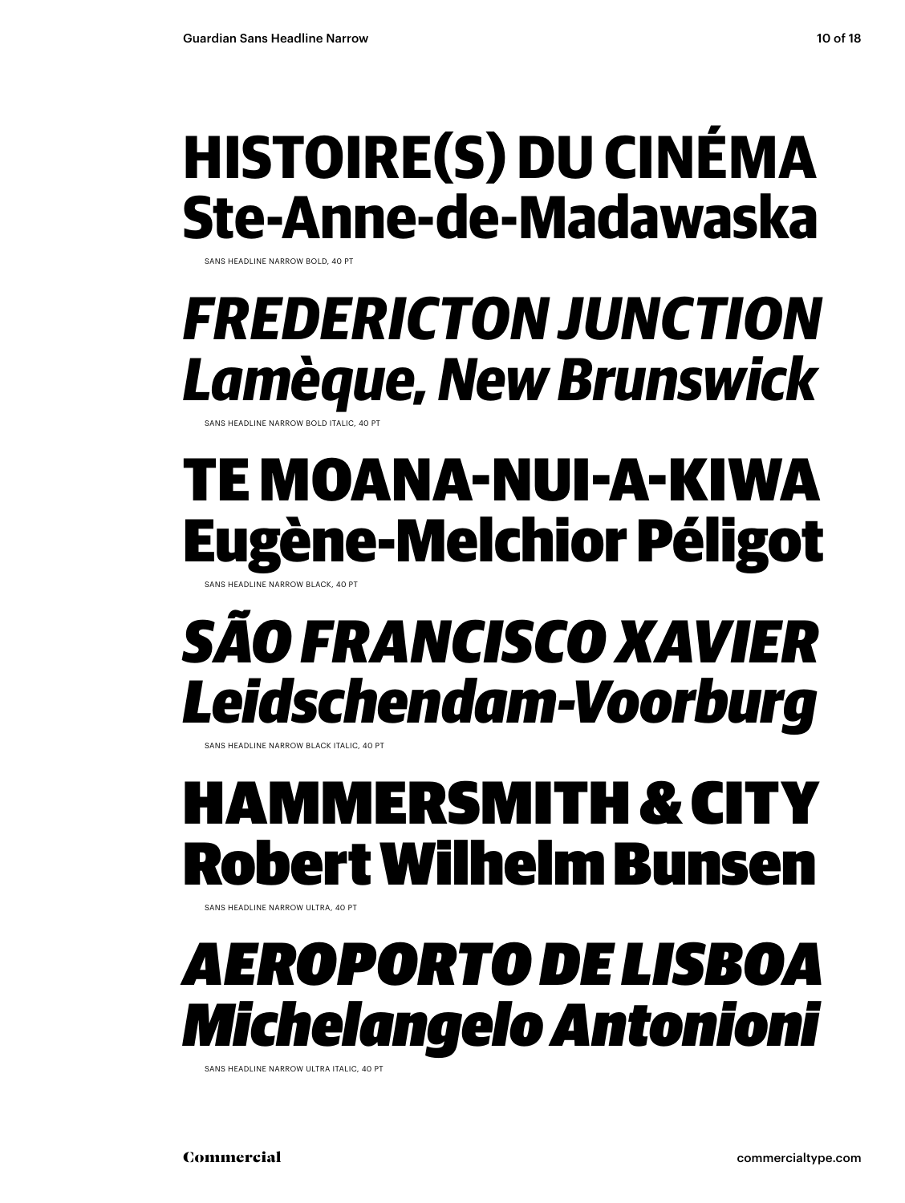**HISTOIRE(S) DU CINÉMA**
**Ste-Anne-de-Madawaska**

SANS HEADLINE NARROW BOLD, 40 PT

***FREDERICTON JUNCTION***
***Lamèque, New Brunswick***

SANS HEADLINE NARROW BOLD ITALIC, 40 PT

**TE MOANA-NUI-A-KIWA**
**Eugène-Melchior Péligot**

SANS HEADLINE NARROW BLACK, 40 PT

***SÃO FRANCISCO XAVIER***
***Leidschendam-Voorburg***

SANS HEADLINE NARROW BLACK ITALIC, 40 PT

**HAMMERSMITH & CITY**
**Robert Wilhelm Bunsen**

SANS HEADLINE NARROW ULTRA, 40 PT

***AEROPORTO DE LISBOA***
***Michelangelo Antonioni***

SANS HEADLINE NARROW ULTRA ITALIC, 40 PT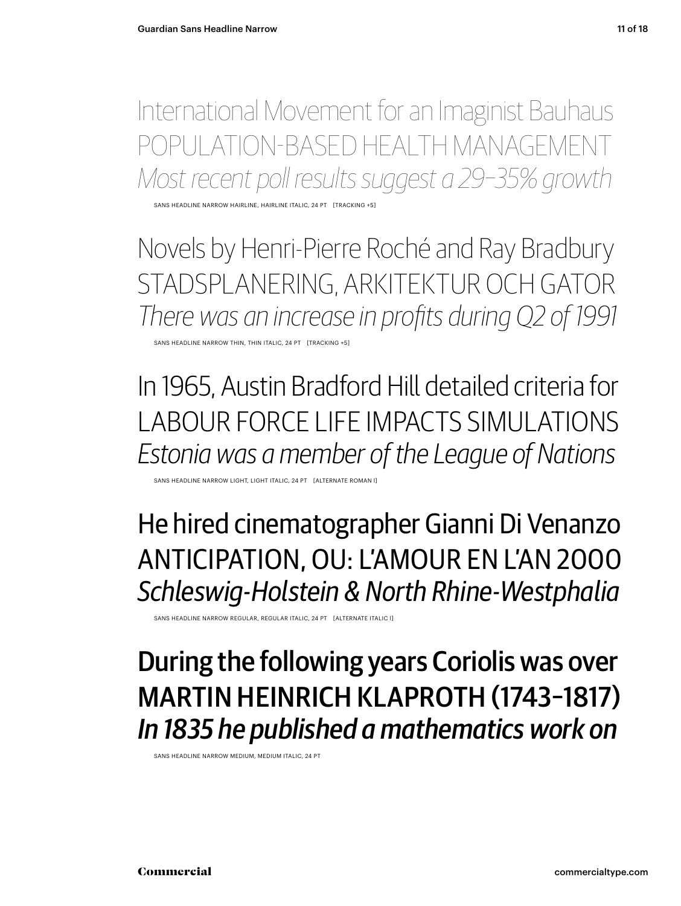International Movement for an Imaginist Bauhaus
POPULATION-BASED HEALTH MANAGEMENT
*Most recent poll results suggest a 29–35% growth*

SANS HEADLINE NARROW HAIRLINE, HAIRLINE ITALIC, 24 PT [TRACKING +5]

Novels by Henri-Pierre Roché and Ray Bradbury
STADSPLANERING, ARKITEKTUR OCH GATOR
*There was an increase in profits during Q2 of 1991*

SANS HEADLINE NARROW THIN, THIN ITALIC, 24 PT [TRACKING +5]

In 1965, Austin Bradford Hill detailed criteria for
LABOUR FORCE LIFE IMPACTS SIMULATIONS
*Estonia was a member of the League of Nations*

SANS HEADLINE NARROW LIGHT, LIGHT ITALIC, 24 PT [ALTERNATE ROMAN l]

He hired cinematographer Gianni Di Venanzo
ANTICIPATION, OU: L'AMOUR EN L'AN 2000
*Schleswig-Holstein & North Rhine-Westphalia*

SANS HEADLINE NARROW REGULAR, REGULAR ITALIC, 24 PT [ALTERNATE ITALIC l]

**During the following years Coriolis was over**
**MARTIN HEINRICH KLAPROTH (1743–1817)**
***In 1835 he published a mathematics work on***

SANS HEADLINE NARROW MEDIUM, MEDIUM ITALIC, 24 PT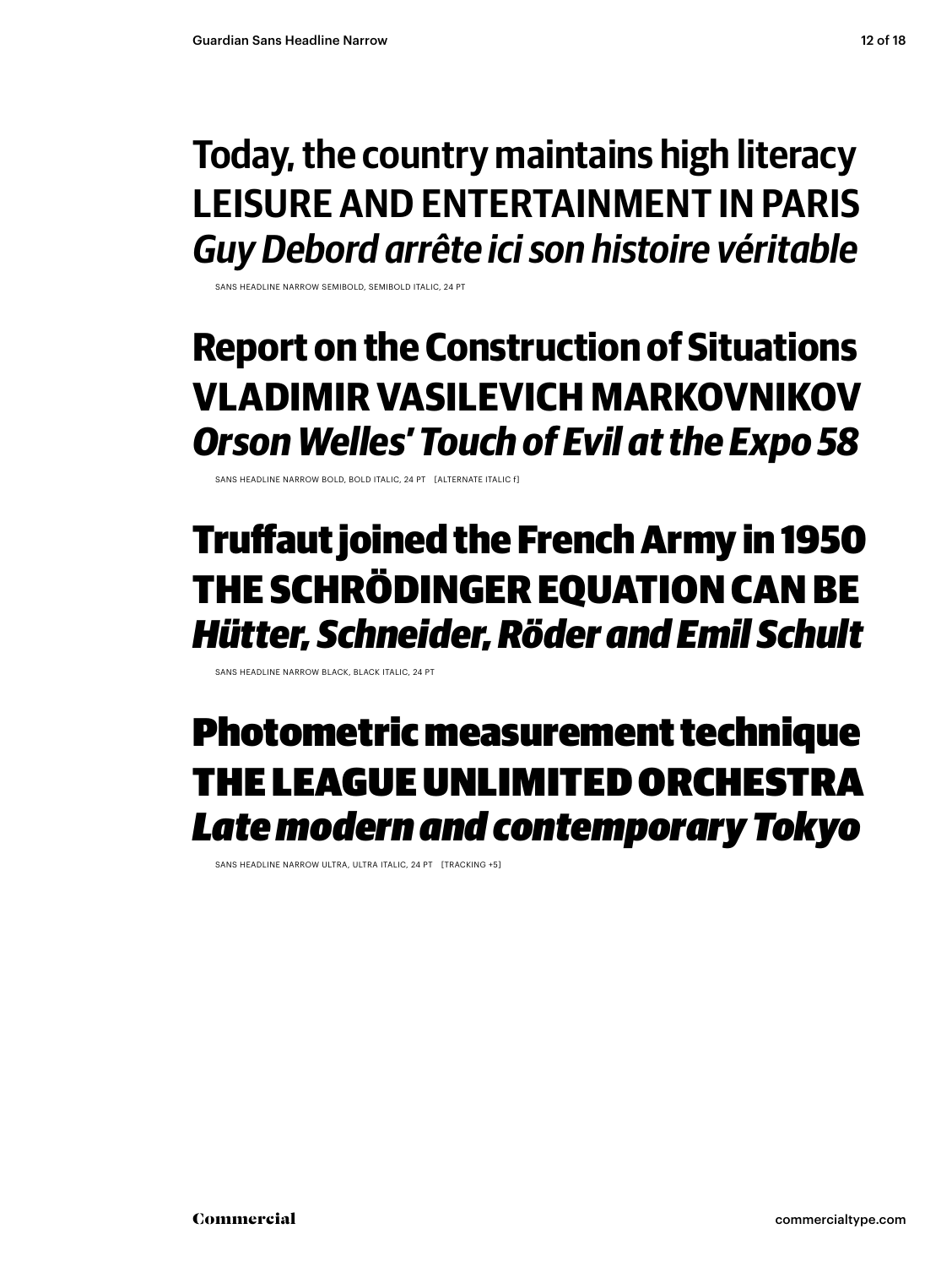**Today, the country maintains high literacy**
**LEISURE AND ENTERTAINMENT IN PARIS**
***Guy Debord arrête ici son histoire véritable***

SANS HEADLINE NARROW SEMIBOLD, SEMIBOLD ITALIC, 24 PT

**Report on the Construction of Situations**
**VLADIMIR VASILEVICH MARKOVNIKOV**
***Orson Welles' Touch of Evil at the Expo 58***

SANS HEADLINE NARROW BOLD, BOLD ITALIC, 24 PT [ALTERNATE ITALIC f]

**Truffaut joined the French Army in 1950**
**THE SCHRÖDINGER EQUATION CAN BE**
***Hütter, Schneider, Röder and Emil Schult***

SANS HEADLINE NARROW BLACK, BLACK ITALIC, 24 PT

**Photometric measurement technique**
**THE LEAGUE UNLIMITED ORCHESTRA**
***Late modern and contemporary Tokyo***

SANS HEADLINE NARROW ULTRA, ULTRA ITALIC, 24 PT [TRACKING +5]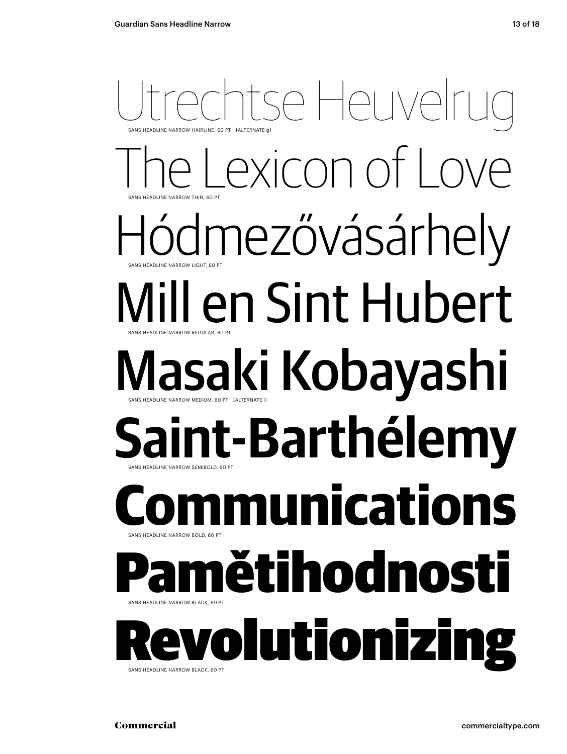Utrechtse Heuvelrug

SANS HEADLINE NARROW HAIRLINE, 60 PT [ALTERNATE g]

The Lexicon of Love

SANS HEADLINE NARROW THIN, 60 PT

Hódmezővásárhely

SANS HEADLINE NARROW LIGHT, 60 PT

Mill en Sint Hubert

SANS HEADLINE NARROW REGULAR, 60 PT

Masaki Kobayashi

SANS HEADLINE NARROW MEDIUM, 60 PT [ALTERNATE l]

**Saint-Barthélemy**

SANS HEADLINE NARROW SEMIBOLD, 60 PT

**Communications**

SANS HEADLINE NARROW BOLD, 60 PT

**Pamětihodnosti**

SANS HEADLINE NARROW BLACK, 60 PT

**Revolutionizing**

SANS HEADLINE NARROW BLACK, 60 PT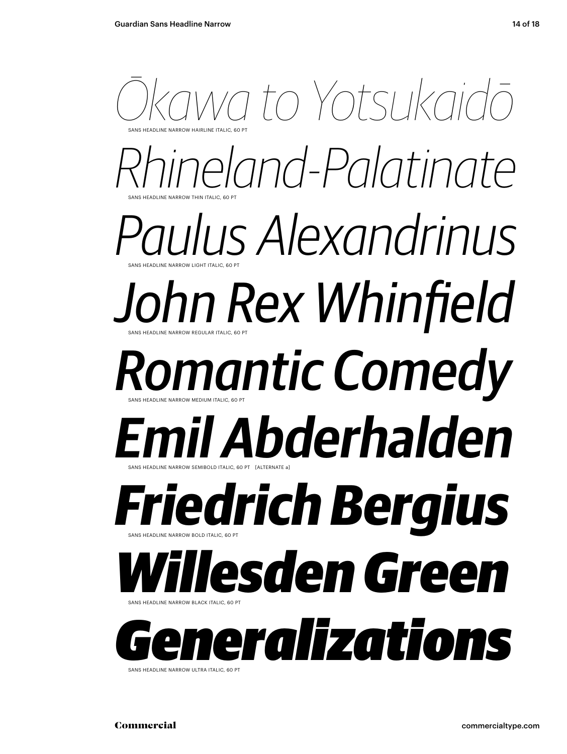*Ōkawa to Yotsukaidō*

SANS HEADLINE NARROW HAIRLINE ITALIC, 60 PT

*Rhineland-Palatinate*

SANS HEADLINE NARROW THIN ITALIC, 60 PT

*Paulus Alexandrinus*

SANS HEADLINE NARROW LIGHT ITALIC, 60 PT

*John Rex Whinfield*

SANS HEADLINE NARROW REGULAR ITALIC, 60 PT

*Romantic Comedy*

SANS HEADLINE NARROW MEDIUM ITALIC, 60 PT

***Emil Abderhalden***

SANS HEADLINE NARROW SEMIBOLD ITALIC, 60 PT [ALTERNATE a]

***Friedrich Bergius***

SANS HEADLINE NARROW BOLD ITALIC, 60 PT

***Willesden Green***

SANS HEADLINE NARROW BLACK ITALIC, 60 PT

***Generalizations***

SANS HEADLINE NARROW ULTRA ITALIC, 60 PT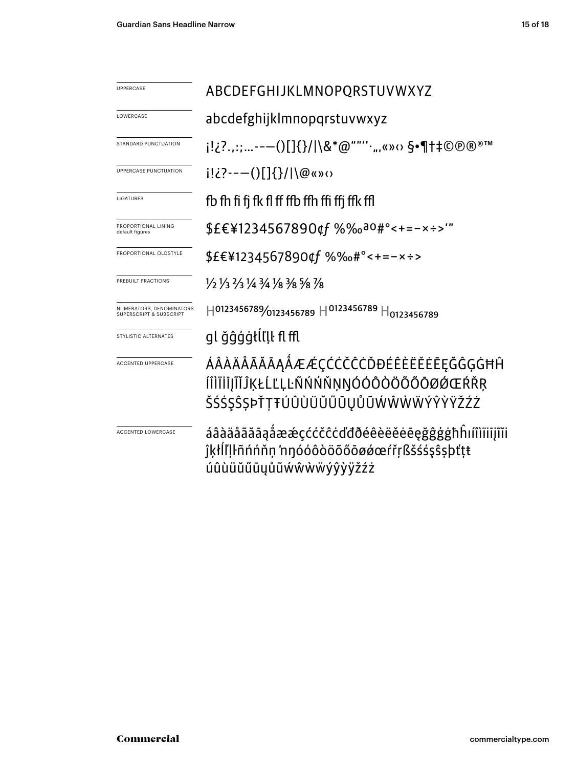| | |
|---|---|
| UPPERCASE | ABCDEFGHIJKLMNOPQRSTUVWXYZ |
| LOWERCASE | abcdefghijklmnopqrstuvwxyz |
| STANDARD PUNCTUATION | ¡!¿?.,:;...-–—()[]{}/\|\&*@""''·„‚«»‹› §•¶†‡©℗®®™ |
| UPPERCASE PUNCTUATION | ¡!¿?-–—()[]{}/\|\@«»‹› |
| LIGATURES | fb fh fi fj fk fl ff ffb ffh ffi ffj ffk ffl |
| PROPORTIONAL LINING default figures | $£€¥1234567890¢ƒ %‰ªº#°<+=−×÷>'" |
| PROPORTIONAL OLDSTYLE | $£€¥1234567890¢ƒ %‰#°<+=−×÷> |
| PREBUILT FRACTIONS | ½ ⅓ ⅔ ¼ ¾ ⅛ ⅜ ⅝ ⅞ |
| NUMERATORS, DENOMINATORS SUPERSCRIPT & SUBSCRIPT | H0123456789⁄0123456789 H0123456789 H0123456789 |
| STYLISTIC ALTERNATES | gl ğĝġģłĺľļŀ fl ffl |
| ACCENTED UPPERCASE | ÁÂÀÄÅÃĂĀĄǺÆǼÇĆČĈĊĎĐÉÊÈËĚĖĒĘĞĜĢĠĦĤ ÍÎÌÏİĪĮĨĬĴĶŁĹĽĻĿÑŃŇŅŊÓÔÒÖÕŐŌØǾŒŔŘŖ ŠŚŞŜȘÞŤŢŦÚÛÙÜŬŰŪŲŮŨẂŴẀẄÝŶỲŸŽŹŻ |
| ACCENTED LOWERCASE | áâàäåãăāąǻæǽçćčĉċďđðéêèëěėēęğĝģġħĥıíîìïiīįĩĭ ȷĵķłĺľļŀñńňņ'nŋóôòöõőōøǿœŕřŗßšśşŝșþťţŧ úûùüŭűūųůũẃŵẁẅýŷỳÿžźż |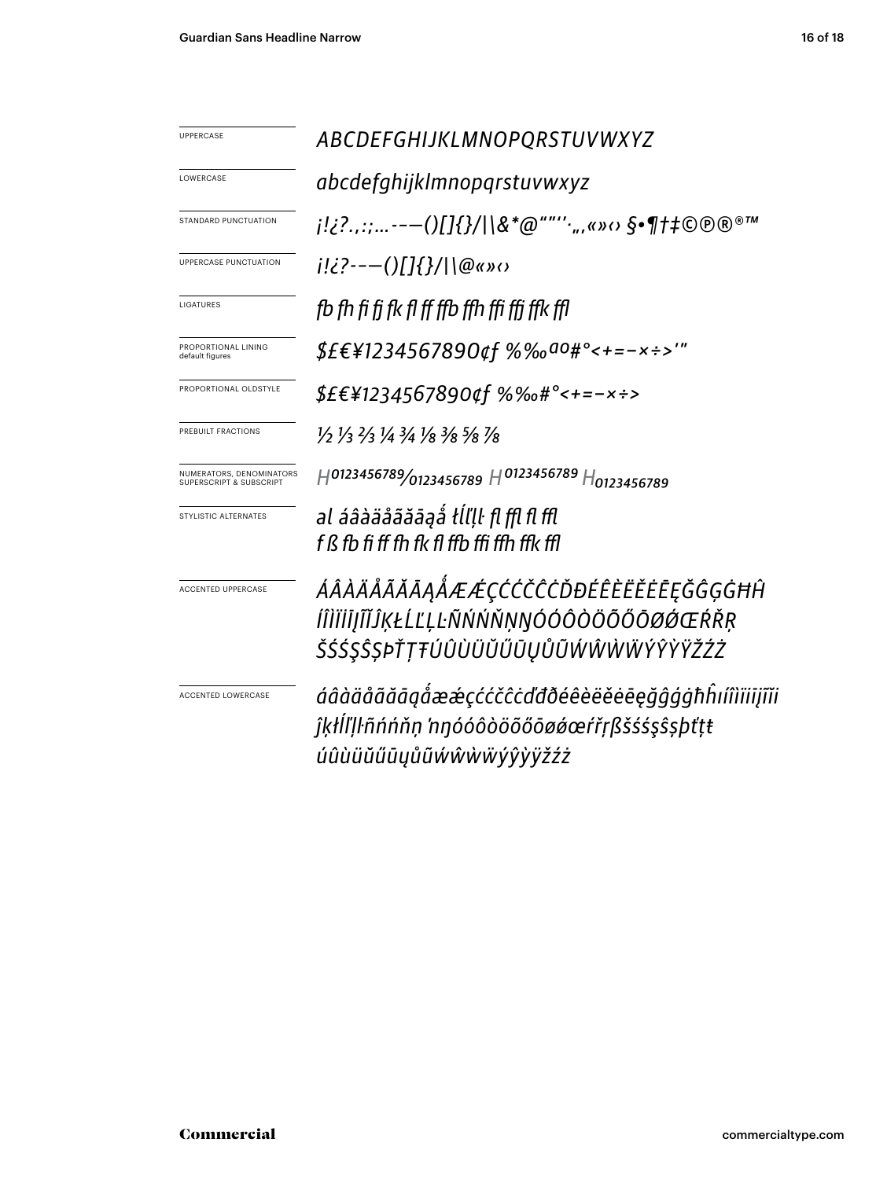UPPERCASE
ABCDEFGHIJKLMNOPQRSTUVWXYZ

LOWERCASE
abcdefghijklmnopqrstuvwxyz

STANDARD PUNCTUATION
¡!¿?.,:;…‐–—()[]{}/|\&*@"”‘’·„‚«»‹› §•¶†‡©℗®®™

UPPERCASE PUNCTUATION
¡!¿?‐–—()[]{}/|\@«»‹›

LIGATURES
fb fh fi fj fk fl ff ffb ffh ffi ffj ffk ffl

PROPORTIONAL LINING
default figures
$£€¥1234567890¢ƒ %‰ªº#°<+=−×÷>'"

PROPORTIONAL OLDSTYLE
$£€¥1234567890¢ƒ %‰#°<+=−×÷>

PREBUILT FRACTIONS
½ ⅓ ⅔ ¼ ¾ ⅛ ⅜ ⅝ ⅞

NUMERATORS, DENOMINATORS
SUPERSCRIPT & SUBSCRIPT
$H^{0123456789}/_{0123456789}$ $H^{0123456789}$ $H_{0123456789}$

STYLISTIC ALTERNATES
al áâàäåãăāąǻ łĺľļŀ fl ffl fl ffl
f ß fb fi ff fh fk fl ffb ffi ffh ffk ffl

ACCENTED UPPERCASE
ÁÂÀÄÅÃĂĀĄǺÆǼÇĆČĈĊĎĐÉÊÈËĚĖĒĘĞĜĢĠĦĤ
ÍÎÌÏİĮĨĴĶŁĹĽĻĿÑŃŃŇŅŊÓÓÔÒÖÕŐŌØǾŒŔŘŖ
ŠŚŚŞŜȘÞŤŢŦÚÛÙÜŬŰŪŲŮŨẂŴẀẄÝŶỲŸŽŹŻ

ACCENTED LOWERCASE
áâàäåãăāąǻæǽçćčĉċďđðéêèëěėēęğĝģġħĥıíîìïiįĩĭ
ĵķłĺľļŀñńńňņʼnŋóóôòöõőōøǿœŕřŗßšśśşŝșþťţŧ
úûùüŭűūųůũẃŵẁẅýŷỳÿžźż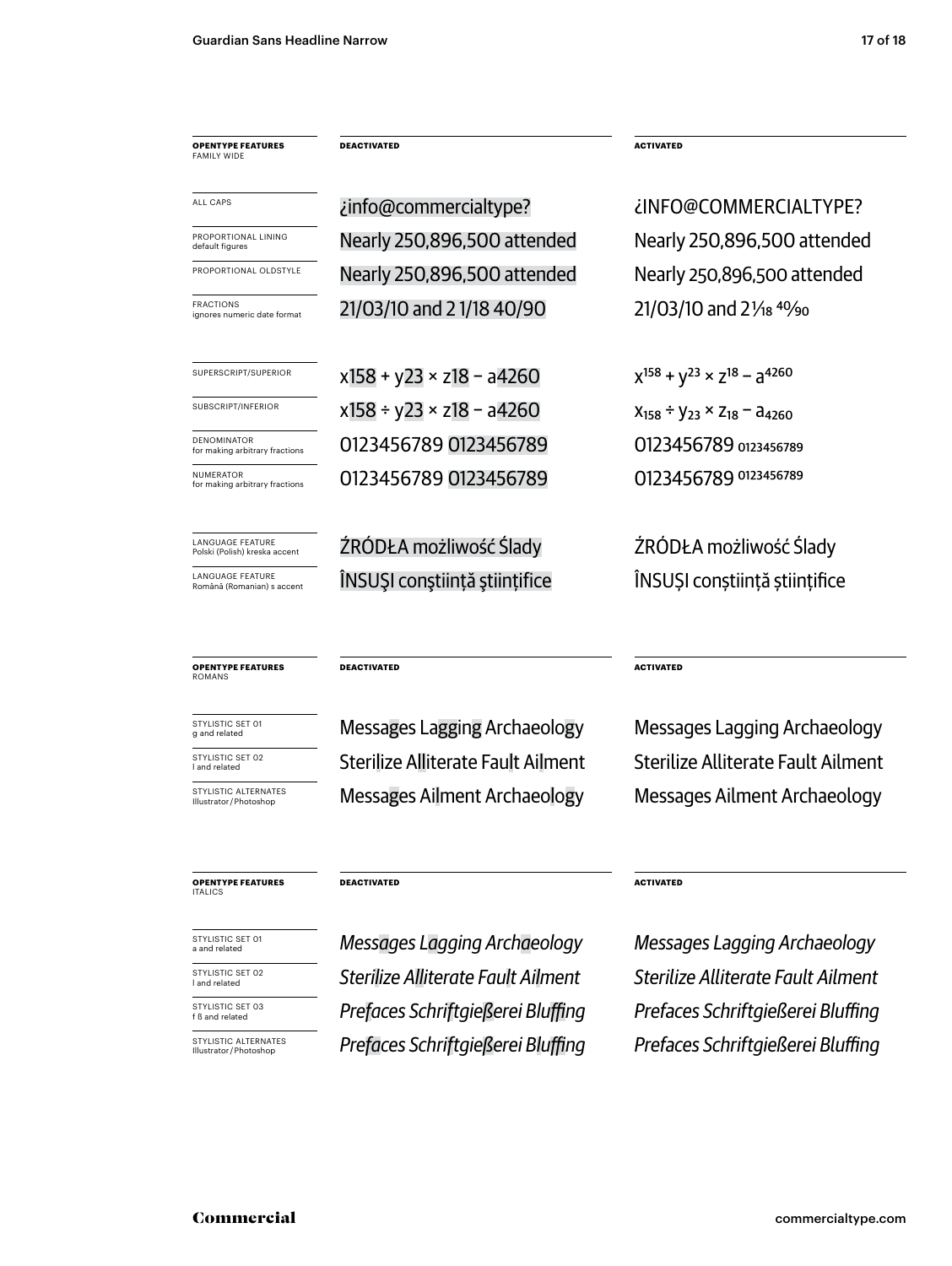| OPENTYPE FEATURES FAMILY WIDE | DEACTIVATED | ACTIVATED |
| --- | --- | --- |
| ALL CAPS | ¿info@commercialtype? | ¿INFO@COMMERCIALTYPE? |
| PROPORTIONAL LINING default figures | Nearly 250,896,500 attended | Nearly 250,896,500 attended |
| PROPORTIONAL OLDSTYLE | Nearly 250,896,500 attended | Nearly 250,896,500 attended |
| FRACTIONS ignores numeric date format | 21/03/10 and 2 1/18 40/90 | 21/03/10 and 2 1/18 40/90 |
| SUPERSCRIPT/SUPERIOR | x158 + y23 × z18 – a4260 | $x^{158} + y^{23} \times z^{18} - a^{4260}$ |
| SUBSCRIPT/INFERIOR | x158 ÷ y23 × z18 – a4260 | $x_{158} \div y_{23} \times z_{18} - a_{4260}$ |
| DENOMINATOR for making arbitrary fractions | 0123456789 0123456789 | 0123456789 $_{0123456789}$ |
| NUMERATOR for making arbitrary fractions | 0123456789 0123456789 | 0123456789 $^{0123456789}$ |
| LANGUAGE FEATURE Polski (Polish) kreska accent | ŹRÓDŁA możliwość Ślady | ŹRÓDŁA możliwość Ślady |
| LANGUAGE FEATURE Română (Romanian) s accent | ÎNSUŞI conştiinţă ştiinţifice | ÎNSUȘI conștiință științifice |

| OPENTYPE FEATURES ROMANS | DEACTIVATED | ACTIVATED |
| --- | --- | --- |
| STYLISTIC SET 01 g and related | Messages Lagging Archaeology | Messages Lagging Archaeology |
| STYLISTIC SET 02 l and related | Sterilize Alliterate Fault Ailment | Sterilize Alliterate Fault Ailment |
| STYLISTIC ALTERNATES Illustrator/Photoshop | Messages Ailment Archaeology | Messages Ailment Archaeology |

| OPENTYPE FEATURES ITALICS | DEACTIVATED | ACTIVATED |
| --- | --- | --- |
| STYLISTIC SET 01 a and related | *Messages Lagging Archaeology* | *Messages Lagging Archaeology* |
| STYLISTIC SET 02 l and related | *Sterilize Alliterate Fault Ailment* | *Sterilize Alliterate Fault Ailment* |
| STYLISTIC SET 03 f ß and related | *Prefaces Schriftgießerei Bluffing* | *Prefaces Schriftgießerei Bluffing* |
| STYLISTIC ALTERNATES Illustrator/Photoshop | *Prefaces Schriftgießerei Bluffing* | *Prefaces Schriftgießerei Bluffing* |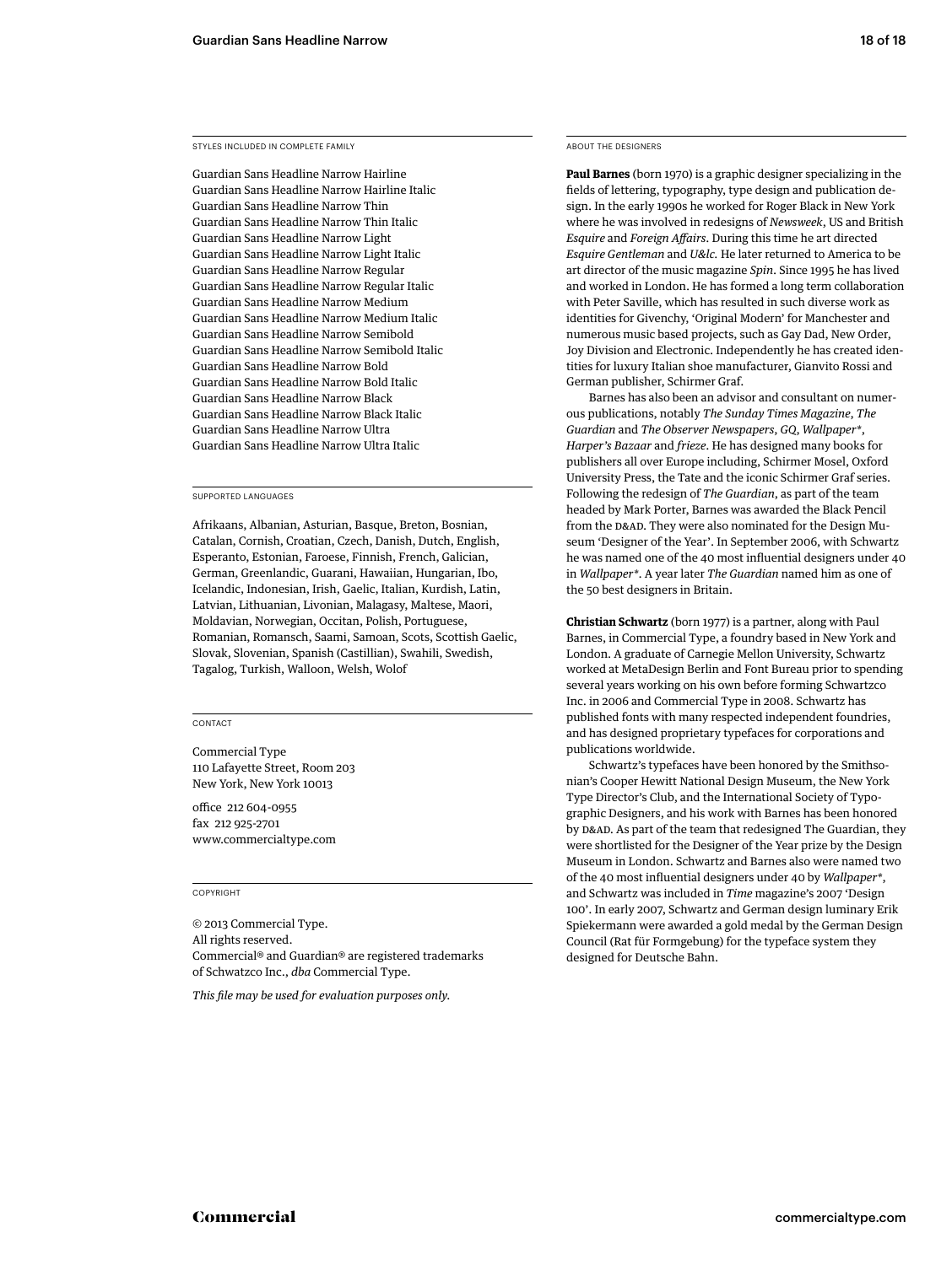## STYLES INCLUDED IN COMPLETE FAMILY

Guardian Sans Headline Narrow Hairline
Guardian Sans Headline Narrow Hairline Italic
Guardian Sans Headline Narrow Thin
Guardian Sans Headline Narrow Thin Italic
Guardian Sans Headline Narrow Light
Guardian Sans Headline Narrow Light Italic
Guardian Sans Headline Narrow Regular
Guardian Sans Headline Narrow Regular Italic
Guardian Sans Headline Narrow Medium
Guardian Sans Headline Narrow Medium Italic
Guardian Sans Headline Narrow Semibold
Guardian Sans Headline Narrow Semibold Italic
Guardian Sans Headline Narrow Bold
Guardian Sans Headline Narrow Bold Italic
Guardian Sans Headline Narrow Black
Guardian Sans Headline Narrow Black Italic
Guardian Sans Headline Narrow Ultra
Guardian Sans Headline Narrow Ultra Italic

## SUPPORTED LANGUAGES

Afrikaans, Albanian, Asturian, Basque, Breton, Bosnian, Catalan, Cornish, Croatian, Czech, Danish, Dutch, English, Esperanto, Estonian, Faroese, Finnish, French, Galician, German, Greenlandic, Guarani, Hawaiian, Hungarian, Ibo, Icelandic, Indonesian, Irish, Gaelic, Italian, Kurdish, Latin, Latvian, Lithuanian, Livonian, Malagasy, Maltese, Maori, Moldavian, Norwegian, Occitan, Polish, Portuguese, Romanian, Romansch, Saami, Samoan, Scots, Scottish Gaelic, Slovak, Slovenian, Spanish (Castillian), Swahili, Swedish, Tagalog, Turkish, Walloon, Welsh, Wolof

## CONTACT

Commercial Type
110 Lafayette Street, Room 203
New York, New York 10013

office 212 604-0955
fax 212 925-2701
www.commercialtype.com

## COPYRIGHT

© 2013 Commercial Type.
All rights reserved.
Commercial® and Guardian® are registered trademarks of Schwatzco Inc., *dba* Commercial Type.

*This file may be used for evaluation purposes only.*

## ABOUT THE DESIGNERS

**Paul Barnes** (born 1970) is a graphic designer specializing in the fields of lettering, typography, type design and publication design. In the early 1990s he worked for Roger Black in New York where he was involved in redesigns of *Newsweek*, US and British *Esquire* and *Foreign Affairs*. During this time he art directed *Esquire Gentleman* and *U&lc.* He later returned to America to be art director of the music magazine *Spin*. Since 1995 he has lived and worked in London. He has formed a long term collaboration with Peter Saville, which has resulted in such diverse work as identities for Givenchy, 'Original Modern' for Manchester and numerous music based projects, such as Gay Dad, New Order, Joy Division and Electronic. Independently he has created identities for luxury Italian shoe manufacturer, Gianvito Rossi and German publisher, Schirmer Graf.

Barnes has also been an advisor and consultant on numerous publications, notably *The Sunday Times Magazine*, *The Guardian* and *The Observer Newspapers*, *GQ*, *Wallpaper**, *Harper's Bazaar* and *frieze*. He has designed many books for publishers all over Europe including, Schirmer Mosel, Oxford University Press, the Tate and the iconic Schirmer Graf series. Following the redesign of *The Guardian*, as part of the team headed by Mark Porter, Barnes was awarded the Black Pencil from the D&AD. They were also nominated for the Design Museum 'Designer of the Year'. In September 2006, with Schwartz he was named one of the 40 most influential designers under 40 in *Wallpaper**. A year later *The Guardian* named him as one of the 50 best designers in Britain.

**Christian Schwartz** (born 1977) is a partner, along with Paul Barnes, in Commercial Type, a foundry based in New York and London. A graduate of Carnegie Mellon University, Schwartz worked at MetaDesign Berlin and Font Bureau prior to spending several years working on his own before forming Schwartzco Inc. in 2006 and Commercial Type in 2008. Schwartz has published fonts with many respected independent foundries, and has designed proprietary typefaces for corporations and publications worldwide.

Schwartz's typefaces have been honored by the Smithsonian's Cooper Hewitt National Design Museum, the New York Type Director's Club, and the International Society of Typographic Designers, and his work with Barnes has been honored by D&AD. As part of the team that redesigned The Guardian, they were shortlisted for the Designer of the Year prize by the Design Museum in London. Schwartz and Barnes also were named two of the 40 most influential designers under 40 by *Wallpaper**, and Schwartz was included in *Time* magazine's 2007 'Design 100'. In early 2007, Schwartz and German design luminary Erik Spiekermann were awarded a gold medal by the German Design Council (Rat für Formgebung) for the typeface system they designed for Deutsche Bahn.